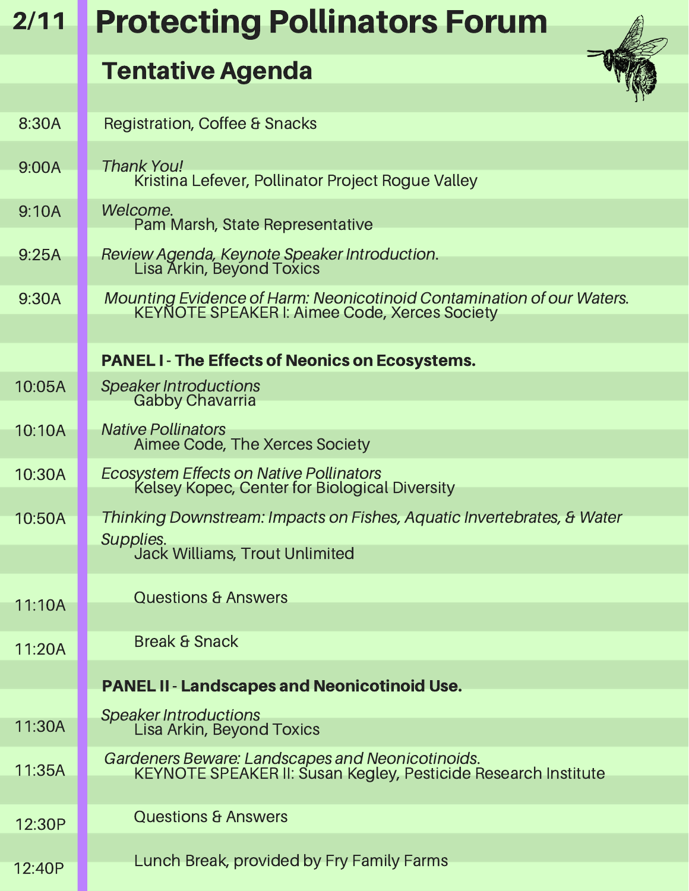# Protecting Pollinators Forum

**2/11**

## Tentative Agenda

| Time | Agenda |
|---|---|
| 8:30A | Registration, Coffee & Snacks |
| 9:00A | *Thank You!* Kristina Lefever, Pollinator Project Rogue Valley |
| 9:10A | *Welcome.* Pam Marsh, State Representative |
| 9:25A | *Review Agenda, Keynote Speaker Introduction.* Lisa Arkin, Beyond Toxics |
| 9:30A | *Mounting Evidence of Harm: Neonicotinoid Contamination of our Waters.* KEYNOTE SPEAKER I: Aimee Code, Xerces Society |
| | **PANEL I - The Effects of Neonics on Ecosystems.** |
| 10:05A | *Speaker Introductions* Gabby Chavarria |
| 10:10A | *Native Pollinators* Aimee Code, The Xerces Society |
| 10:30A | *Ecosystem Effects on Native Pollinators* Kelsey Kopec, Center for Biological Diversity |
| 10:50A | *Thinking Downstream: Impacts on Fishes, Aquatic Invertebrates, & Water Supplies.* Jack Williams, Trout Unlimited |
| 11:10A | Questions & Answers |
| 11:20A | Break & Snack |
| | **PANEL II - Landscapes and Neonicotinoid Use.** |
| 11:30A | *Speaker Introductions* Lisa Arkin, Beyond Toxics |
| 11:35A | *Gardeners Beware: Landscapes and Neonicotinoids.* KEYNOTE SPEAKER II: Susan Kegley, Pesticide Research Institute |
| 12:30P | Questions & Answers |
| 12:40P | Lunch Break, provided by Fry Family Farms |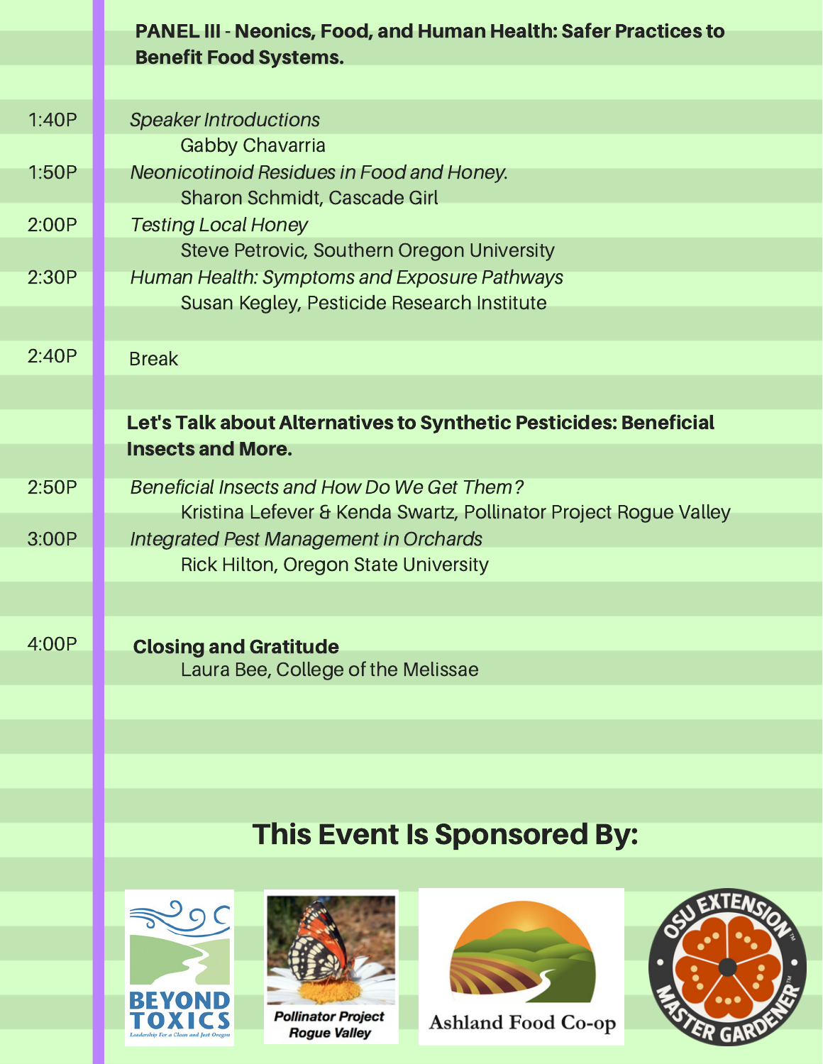**PANEL III - Neonics, Food, and Human Health: Safer Practices to Benefit Food Systems.**

1:40P *Speaker Introductions*
Gabby Chavarria

1:50P *Neonicotinoid Residues in Food and Honey.*
Sharon Schmidt, Cascade Girl

2:00P *Testing Local Honey*
Steve Petrovic, Southern Oregon University

2:30P *Human Health: Symptoms and Exposure Pathways*
Susan Kegley, Pesticide Research Institute

2:40P Break

**Let's Talk about Alternatives to Synthetic Pesticides: Beneficial Insects and More.**

2:50P *Beneficial Insects and How Do We Get Them?*
Kristina Lefever & Kenda Swartz, Pollinator Project Rogue Valley

3:00P *Integrated Pest Management in Orchards*
Rick Hilton, Oregon State University

4:00P **Closing and Gratitude**
Laura Bee, College of the Melissae

## This Event Is Sponsored By:

BEYOND TOXICS
Leadership For a Clean and Just Oregon

Pollinator Project Rogue Valley

Ashland Food Co-op

OSU EXTENSION MASTER GARDENER™